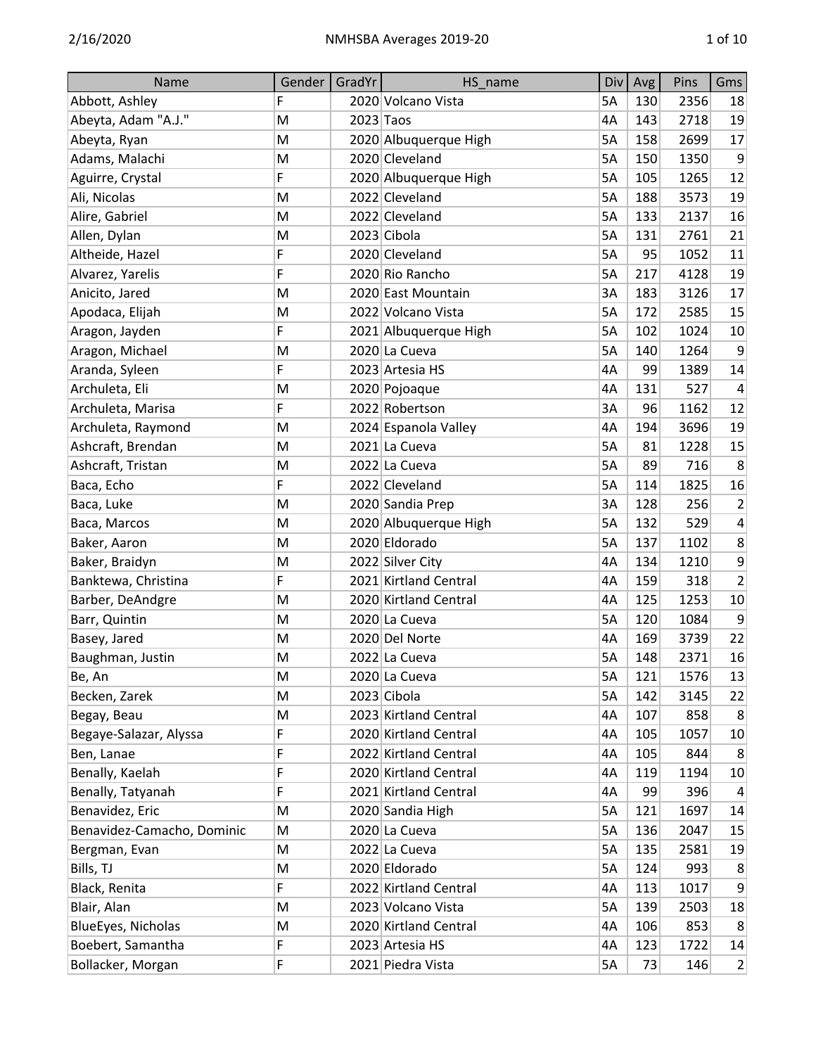| Name | Gender | GradYr | HS_name | Div | Avg | Pins | Gms |
|---|---|---|---|---|---|---|---|
| Abbott, Ashley | F | 2020 | Volcano Vista | 5A | 130 | 2356 | 18 |
| Abeyta, Adam "A.J." | M | 2023 | Taos | 4A | 143 | 2718 | 19 |
| Abeyta, Ryan | M | 2020 | Albuquerque High | 5A | 158 | 2699 | 17 |
| Adams, Malachi | M | 2020 | Cleveland | 5A | 150 | 1350 | 9 |
| Aguirre, Crystal | F | 2020 | Albuquerque High | 5A | 105 | 1265 | 12 |
| Ali, Nicolas | M | 2022 | Cleveland | 5A | 188 | 3573 | 19 |
| Alire, Gabriel | M | 2022 | Cleveland | 5A | 133 | 2137 | 16 |
| Allen, Dylan | M | 2023 | Cibola | 5A | 131 | 2761 | 21 |
| Altheide, Hazel | F | 2020 | Cleveland | 5A | 95 | 1052 | 11 |
| Alvarez, Yarelis | F | 2020 | Rio Rancho | 5A | 217 | 4128 | 19 |
| Anicito, Jared | M | 2020 | East Mountain | 3A | 183 | 3126 | 17 |
| Apodaca, Elijah | M | 2022 | Volcano Vista | 5A | 172 | 2585 | 15 |
| Aragon, Jayden | F | 2021 | Albuquerque High | 5A | 102 | 1024 | 10 |
| Aragon, Michael | M | 2020 | La Cueva | 5A | 140 | 1264 | 9 |
| Aranda, Syleen | F | 2023 | Artesia HS | 4A | 99 | 1389 | 14 |
| Archuleta, Eli | M | 2020 | Pojoaque | 4A | 131 | 527 | 4 |
| Archuleta, Marisa | F | 2022 | Robertson | 3A | 96 | 1162 | 12 |
| Archuleta, Raymond | M | 2024 | Espanola Valley | 4A | 194 | 3696 | 19 |
| Ashcraft, Brendan | M | 2021 | La Cueva | 5A | 81 | 1228 | 15 |
| Ashcraft, Tristan | M | 2022 | La Cueva | 5A | 89 | 716 | 8 |
| Baca, Echo | F | 2022 | Cleveland | 5A | 114 | 1825 | 16 |
| Baca, Luke | M | 2020 | Sandia Prep | 3A | 128 | 256 | 2 |
| Baca, Marcos | M | 2020 | Albuquerque High | 5A | 132 | 529 | 4 |
| Baker, Aaron | M | 2020 | Eldorado | 5A | 137 | 1102 | 8 |
| Baker, Braidyn | M | 2022 | Silver City | 4A | 134 | 1210 | 9 |
| Banktewa, Christina | F | 2021 | Kirtland Central | 4A | 159 | 318 | 2 |
| Barber, DeAndgre | M | 2020 | Kirtland Central | 4A | 125 | 1253 | 10 |
| Barr, Quintin | M | 2020 | La Cueva | 5A | 120 | 1084 | 9 |
| Basey, Jared | M | 2020 | Del Norte | 4A | 169 | 3739 | 22 |
| Baughman, Justin | M | 2022 | La Cueva | 5A | 148 | 2371 | 16 |
| Be, An | M | 2020 | La Cueva | 5A | 121 | 1576 | 13 |
| Becken, Zarek | M | 2023 | Cibola | 5A | 142 | 3145 | 22 |
| Begay, Beau | M | 2023 | Kirtland Central | 4A | 107 | 858 | 8 |
| Begaye-Salazar, Alyssa | F | 2020 | Kirtland Central | 4A | 105 | 1057 | 10 |
| Ben, Lanae | F | 2022 | Kirtland Central | 4A | 105 | 844 | 8 |
| Benally, Kaelah | F | 2020 | Kirtland Central | 4A | 119 | 1194 | 10 |
| Benally, Tatyanah | F | 2021 | Kirtland Central | 4A | 99 | 396 | 4 |
| Benavidez, Eric | M | 2020 | Sandia High | 5A | 121 | 1697 | 14 |
| Benavidez-Camacho, Dominic | M | 2020 | La Cueva | 5A | 136 | 2047 | 15 |
| Bergman, Evan | M | 2022 | La Cueva | 5A | 135 | 2581 | 19 |
| Bills, TJ | M | 2020 | Eldorado | 5A | 124 | 993 | 8 |
| Black, Renita | F | 2022 | Kirtland Central | 4A | 113 | 1017 | 9 |
| Blair, Alan | M | 2023 | Volcano Vista | 5A | 139 | 2503 | 18 |
| BlueEyes, Nicholas | M | 2020 | Kirtland Central | 4A | 106 | 853 | 8 |
| Boebert, Samantha | F | 2023 | Artesia HS | 4A | 123 | 1722 | 14 |
| Bollacker, Morgan | F | 2021 | Piedra Vista | 5A | 73 | 146 | 2 |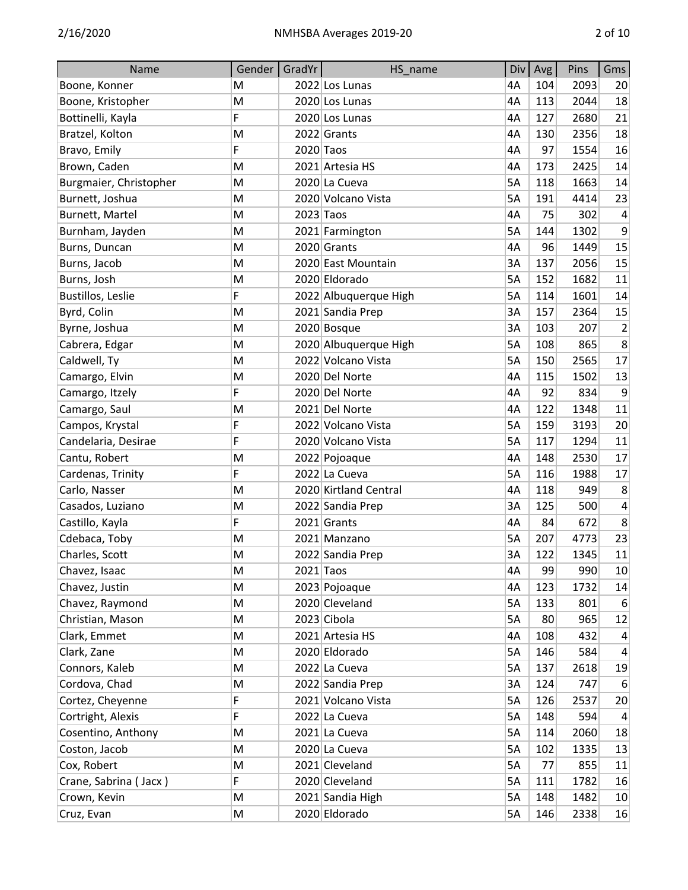| Name | Gender | GradYr | HS_name | Div | Avg | Pins | Gms |
|---|---|---|---|---|---|---|---|
| Boone, Konner | M | 2022 | Los Lunas | 4A | 104 | 2093 | 20 |
| Boone, Kristopher | M | 2020 | Los Lunas | 4A | 113 | 2044 | 18 |
| Bottinelli, Kayla | F | 2020 | Los Lunas | 4A | 127 | 2680 | 21 |
| Bratzel, Kolton | M | 2022 | Grants | 4A | 130 | 2356 | 18 |
| Bravo, Emily | F | 2020 | Taos | 4A | 97 | 1554 | 16 |
| Brown, Caden | M | 2021 | Artesia HS | 4A | 173 | 2425 | 14 |
| Burgmaier, Christopher | M | 2020 | La Cueva | 5A | 118 | 1663 | 14 |
| Burnett, Joshua | M | 2020 | Volcano Vista | 5A | 191 | 4414 | 23 |
| Burnett, Martel | M | 2023 | Taos | 4A | 75 | 302 | 4 |
| Burnham, Jayden | M | 2021 | Farmington | 5A | 144 | 1302 | 9 |
| Burns, Duncan | M | 2020 | Grants | 4A | 96 | 1449 | 15 |
| Burns, Jacob | M | 2020 | East Mountain | 3A | 137 | 2056 | 15 |
| Burns, Josh | M | 2020 | Eldorado | 5A | 152 | 1682 | 11 |
| Bustillos, Leslie | F | 2022 | Albuquerque High | 5A | 114 | 1601 | 14 |
| Byrd, Colin | M | 2021 | Sandia Prep | 3A | 157 | 2364 | 15 |
| Byrne, Joshua | M | 2020 | Bosque | 3A | 103 | 207 | 2 |
| Cabrera, Edgar | M | 2020 | Albuquerque High | 5A | 108 | 865 | 8 |
| Caldwell, Ty | M | 2022 | Volcano Vista | 5A | 150 | 2565 | 17 |
| Camargo, Elvin | M | 2020 | Del Norte | 4A | 115 | 1502 | 13 |
| Camargo, Itzely | F | 2020 | Del Norte | 4A | 92 | 834 | 9 |
| Camargo, Saul | M | 2021 | Del Norte | 4A | 122 | 1348 | 11 |
| Campos, Krystal | F | 2022 | Volcano Vista | 5A | 159 | 3193 | 20 |
| Candelaria, Desirae | F | 2020 | Volcano Vista | 5A | 117 | 1294 | 11 |
| Cantu, Robert | M | 2022 | Pojoaque | 4A | 148 | 2530 | 17 |
| Cardenas, Trinity | F | 2022 | La Cueva | 5A | 116 | 1988 | 17 |
| Carlo, Nasser | M | 2020 | Kirtland Central | 4A | 118 | 949 | 8 |
| Casados, Luziano | M | 2022 | Sandia Prep | 3A | 125 | 500 | 4 |
| Castillo, Kayla | F | 2021 | Grants | 4A | 84 | 672 | 8 |
| Cdebaca, Toby | M | 2021 | Manzano | 5A | 207 | 4773 | 23 |
| Charles, Scott | M | 2022 | Sandia Prep | 3A | 122 | 1345 | 11 |
| Chavez, Isaac | M | 2021 | Taos | 4A | 99 | 990 | 10 |
| Chavez, Justin | M | 2023 | Pojoaque | 4A | 123 | 1732 | 14 |
| Chavez, Raymond | M | 2020 | Cleveland | 5A | 133 | 801 | 6 |
| Christian, Mason | M | 2023 | Cibola | 5A | 80 | 965 | 12 |
| Clark, Emmet | M | 2021 | Artesia HS | 4A | 108 | 432 | 4 |
| Clark, Zane | M | 2020 | Eldorado | 5A | 146 | 584 | 4 |
| Connors, Kaleb | M | 2022 | La Cueva | 5A | 137 | 2618 | 19 |
| Cordova, Chad | M | 2022 | Sandia Prep | 3A | 124 | 747 | 6 |
| Cortez, Cheyenne | F | 2021 | Volcano Vista | 5A | 126 | 2537 | 20 |
| Cortright, Alexis | F | 2022 | La Cueva | 5A | 148 | 594 | 4 |
| Cosentino, Anthony | M | 2021 | La Cueva | 5A | 114 | 2060 | 18 |
| Coston, Jacob | M | 2020 | La Cueva | 5A | 102 | 1335 | 13 |
| Cox, Robert | M | 2021 | Cleveland | 5A | 77 | 855 | 11 |
| Crane, Sabrina ( Jacx ) | F | 2020 | Cleveland | 5A | 111 | 1782 | 16 |
| Crown, Kevin | M | 2021 | Sandia High | 5A | 148 | 1482 | 10 |
| Cruz, Evan | M | 2020 | Eldorado | 5A | 146 | 2338 | 16 |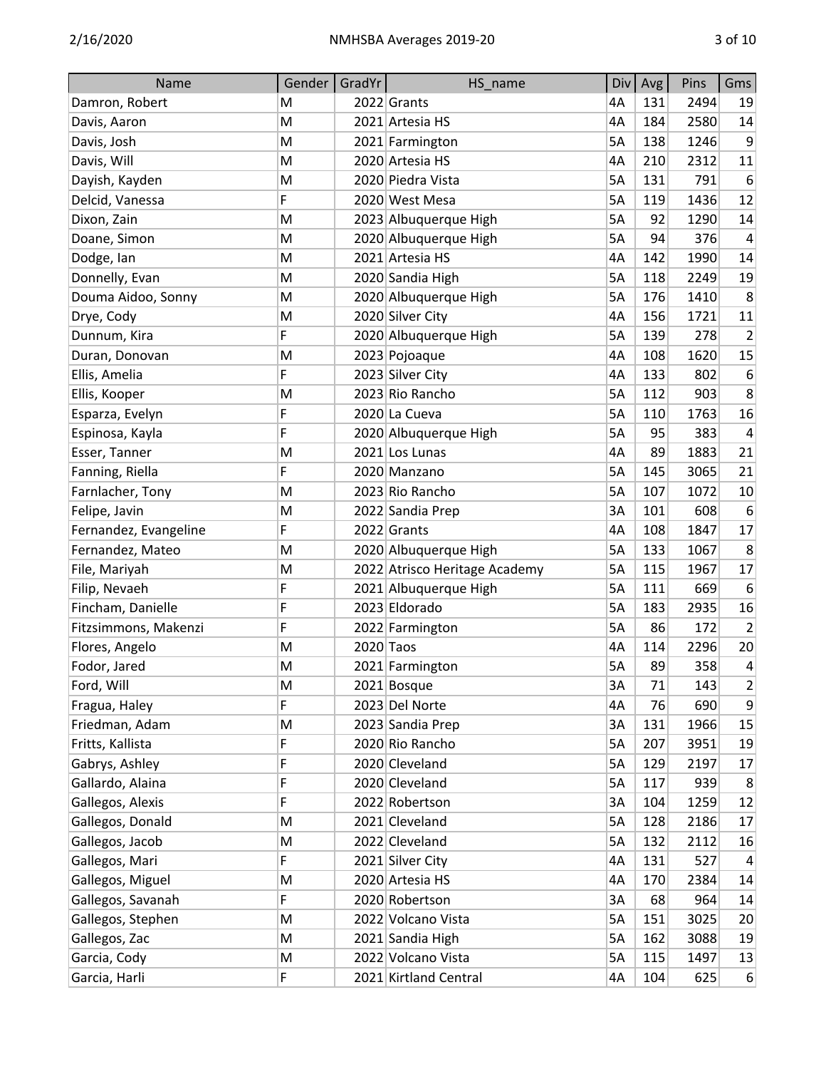| Name | Gender | GradYr | HS_name | Div | Avg | Pins | Gms |
|---|---|---|---|---|---|---|---|
| Damron, Robert | M | 2022 | Grants | 4A | 131 | 2494 | 19 |
| Davis, Aaron | M | 2021 | Artesia HS | 4A | 184 | 2580 | 14 |
| Davis, Josh | M | 2021 | Farmington | 5A | 138 | 1246 | 9 |
| Davis, Will | M | 2020 | Artesia HS | 4A | 210 | 2312 | 11 |
| Dayish, Kayden | M | 2020 | Piedra Vista | 5A | 131 | 791 | 6 |
| Delcid, Vanessa | F | 2020 | West Mesa | 5A | 119 | 1436 | 12 |
| Dixon, Zain | M | 2023 | Albuquerque High | 5A | 92 | 1290 | 14 |
| Doane, Simon | M | 2020 | Albuquerque High | 5A | 94 | 376 | 4 |
| Dodge, Ian | M | 2021 | Artesia HS | 4A | 142 | 1990 | 14 |
| Donnelly, Evan | M | 2020 | Sandia High | 5A | 118 | 2249 | 19 |
| Douma Aidoo, Sonny | M | 2020 | Albuquerque High | 5A | 176 | 1410 | 8 |
| Drye, Cody | M | 2020 | Silver City | 4A | 156 | 1721 | 11 |
| Dunnum, Kira | F | 2020 | Albuquerque High | 5A | 139 | 278 | 2 |
| Duran, Donovan | M | 2023 | Pojoaque | 4A | 108 | 1620 | 15 |
| Ellis, Amelia | F | 2023 | Silver City | 4A | 133 | 802 | 6 |
| Ellis, Kooper | M | 2023 | Rio Rancho | 5A | 112 | 903 | 8 |
| Esparza, Evelyn | F | 2020 | La Cueva | 5A | 110 | 1763 | 16 |
| Espinosa, Kayla | F | 2020 | Albuquerque High | 5A | 95 | 383 | 4 |
| Esser, Tanner | M | 2021 | Los Lunas | 4A | 89 | 1883 | 21 |
| Fanning, Riella | F | 2020 | Manzano | 5A | 145 | 3065 | 21 |
| Farnlacher, Tony | M | 2023 | Rio Rancho | 5A | 107 | 1072 | 10 |
| Felipe, Javin | M | 2022 | Sandia Prep | 3A | 101 | 608 | 6 |
| Fernandez, Evangeline | F | 2022 | Grants | 4A | 108 | 1847 | 17 |
| Fernandez, Mateo | M | 2020 | Albuquerque High | 5A | 133 | 1067 | 8 |
| File, Mariyah | M | 2022 | Atrisco Heritage Academy | 5A | 115 | 1967 | 17 |
| Filip, Nevaeh | F | 2021 | Albuquerque High | 5A | 111 | 669 | 6 |
| Fincham, Danielle | F | 2023 | Eldorado | 5A | 183 | 2935 | 16 |
| Fitzsimmons, Makenzi | F | 2022 | Farmington | 5A | 86 | 172 | 2 |
| Flores, Angelo | M | 2020 | Taos | 4A | 114 | 2296 | 20 |
| Fodor, Jared | M | 2021 | Farmington | 5A | 89 | 358 | 4 |
| Ford, Will | M | 2021 | Bosque | 3A | 71 | 143 | 2 |
| Fragua, Haley | F | 2023 | Del Norte | 4A | 76 | 690 | 9 |
| Friedman, Adam | M | 2023 | Sandia Prep | 3A | 131 | 1966 | 15 |
| Fritts, Kallista | F | 2020 | Rio Rancho | 5A | 207 | 3951 | 19 |
| Gabrys, Ashley | F | 2020 | Cleveland | 5A | 129 | 2197 | 17 |
| Gallardo, Alaina | F | 2020 | Cleveland | 5A | 117 | 939 | 8 |
| Gallegos, Alexis | F | 2022 | Robertson | 3A | 104 | 1259 | 12 |
| Gallegos, Donald | M | 2021 | Cleveland | 5A | 128 | 2186 | 17 |
| Gallegos, Jacob | M | 2022 | Cleveland | 5A | 132 | 2112 | 16 |
| Gallegos, Mari | F | 2021 | Silver City | 4A | 131 | 527 | 4 |
| Gallegos, Miguel | M | 2020 | Artesia HS | 4A | 170 | 2384 | 14 |
| Gallegos, Savanah | F | 2020 | Robertson | 3A | 68 | 964 | 14 |
| Gallegos, Stephen | M | 2022 | Volcano Vista | 5A | 151 | 3025 | 20 |
| Gallegos, Zac | M | 2021 | Sandia High | 5A | 162 | 3088 | 19 |
| Garcia, Cody | M | 2022 | Volcano Vista | 5A | 115 | 1497 | 13 |
| Garcia, Harli | F | 2021 | Kirtland Central | 4A | 104 | 625 | 6 |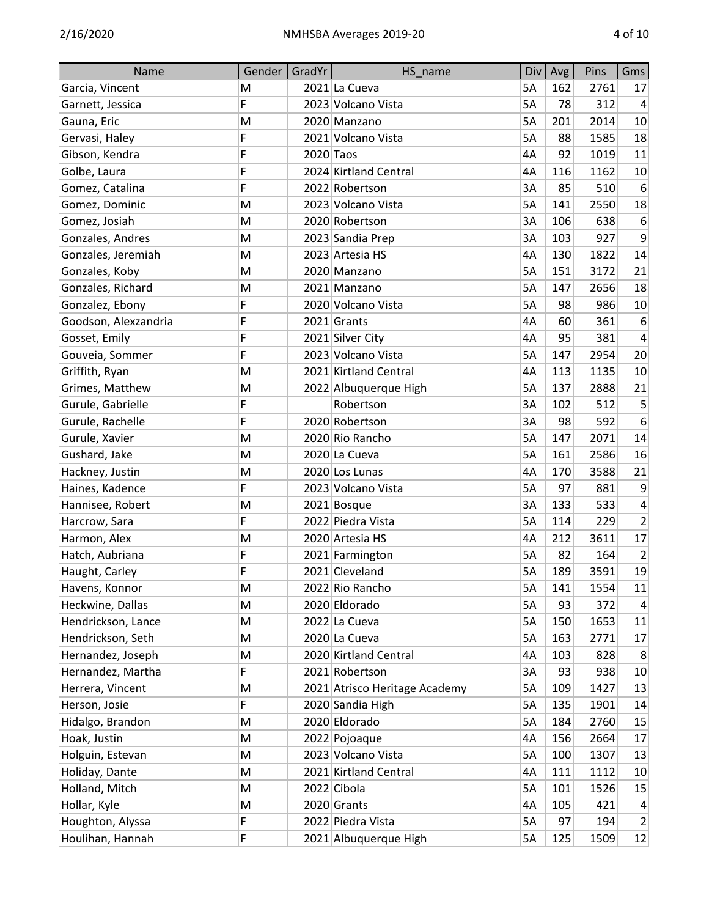| Name | Gender | GradYr | HS_name | Div | Avg | Pins | Gms |
|---|---|---|---|---|---|---|---|
| Garcia, Vincent | M | 2021 | La Cueva | 5A | 162 | 2761 | 17 |
| Garnett, Jessica | F | 2023 | Volcano Vista | 5A | 78 | 312 | 4 |
| Gauna, Eric | M | 2020 | Manzano | 5A | 201 | 2014 | 10 |
| Gervasi, Haley | F | 2021 | Volcano Vista | 5A | 88 | 1585 | 18 |
| Gibson, Kendra | F | 2020 | Taos | 4A | 92 | 1019 | 11 |
| Golbe, Laura | F | 2024 | Kirtland Central | 4A | 116 | 1162 | 10 |
| Gomez, Catalina | F | 2022 | Robertson | 3A | 85 | 510 | 6 |
| Gomez, Dominic | M | 2023 | Volcano Vista | 5A | 141 | 2550 | 18 |
| Gomez, Josiah | M | 2020 | Robertson | 3A | 106 | 638 | 6 |
| Gonzales, Andres | M | 2023 | Sandia Prep | 3A | 103 | 927 | 9 |
| Gonzales, Jeremiah | M | 2023 | Artesia HS | 4A | 130 | 1822 | 14 |
| Gonzales, Koby | M | 2020 | Manzano | 5A | 151 | 3172 | 21 |
| Gonzales, Richard | M | 2021 | Manzano | 5A | 147 | 2656 | 18 |
| Gonzalez, Ebony | F | 2020 | Volcano Vista | 5A | 98 | 986 | 10 |
| Goodson, Alexzandria | F | 2021 | Grants | 4A | 60 | 361 | 6 |
| Gosset, Emily | F | 2021 | Silver City | 4A | 95 | 381 | 4 |
| Gouveia, Sommer | F | 2023 | Volcano Vista | 5A | 147 | 2954 | 20 |
| Griffith, Ryan | M | 2021 | Kirtland Central | 4A | 113 | 1135 | 10 |
| Grimes, Matthew | M | 2022 | Albuquerque High | 5A | 137 | 2888 | 21 |
| Gurule, Gabrielle | F | | Robertson | 3A | 102 | 512 | 5 |
| Gurule, Rachelle | F | 2020 | Robertson | 3A | 98 | 592 | 6 |
| Gurule, Xavier | M | 2020 | Rio Rancho | 5A | 147 | 2071 | 14 |
| Gushard, Jake | M | 2020 | La Cueva | 5A | 161 | 2586 | 16 |
| Hackney, Justin | M | 2020 | Los Lunas | 4A | 170 | 3588 | 21 |
| Haines, Kadence | F | 2023 | Volcano Vista | 5A | 97 | 881 | 9 |
| Hannisee, Robert | M | 2021 | Bosque | 3A | 133 | 533 | 4 |
| Harcrow, Sara | F | 2022 | Piedra Vista | 5A | 114 | 229 | 2 |
| Harmon, Alex | M | 2020 | Artesia HS | 4A | 212 | 3611 | 17 |
| Hatch, Aubriana | F | 2021 | Farmington | 5A | 82 | 164 | 2 |
| Haught, Carley | F | 2021 | Cleveland | 5A | 189 | 3591 | 19 |
| Havens, Konnor | M | 2022 | Rio Rancho | 5A | 141 | 1554 | 11 |
| Heckwine, Dallas | M | 2020 | Eldorado | 5A | 93 | 372 | 4 |
| Hendrickson, Lance | M | 2022 | La Cueva | 5A | 150 | 1653 | 11 |
| Hendrickson, Seth | M | 2020 | La Cueva | 5A | 163 | 2771 | 17 |
| Hernandez, Joseph | M | 2020 | Kirtland Central | 4A | 103 | 828 | 8 |
| Hernandez, Martha | F | 2021 | Robertson | 3A | 93 | 938 | 10 |
| Herrera, Vincent | M | 2021 | Atrisco Heritage Academy | 5A | 109 | 1427 | 13 |
| Herson, Josie | F | 2020 | Sandia High | 5A | 135 | 1901 | 14 |
| Hidalgo, Brandon | M | 2020 | Eldorado | 5A | 184 | 2760 | 15 |
| Hoak, Justin | M | 2022 | Pojoaque | 4A | 156 | 2664 | 17 |
| Holguin, Estevan | M | 2023 | Volcano Vista | 5A | 100 | 1307 | 13 |
| Holiday, Dante | M | 2021 | Kirtland Central | 4A | 111 | 1112 | 10 |
| Holland, Mitch | M | 2022 | Cibola | 5A | 101 | 1526 | 15 |
| Hollar, Kyle | M | 2020 | Grants | 4A | 105 | 421 | 4 |
| Houghton, Alyssa | F | 2022 | Piedra Vista | 5A | 97 | 194 | 2 |
| Houlihan, Hannah | F | 2021 | Albuquerque High | 5A | 125 | 1509 | 12 |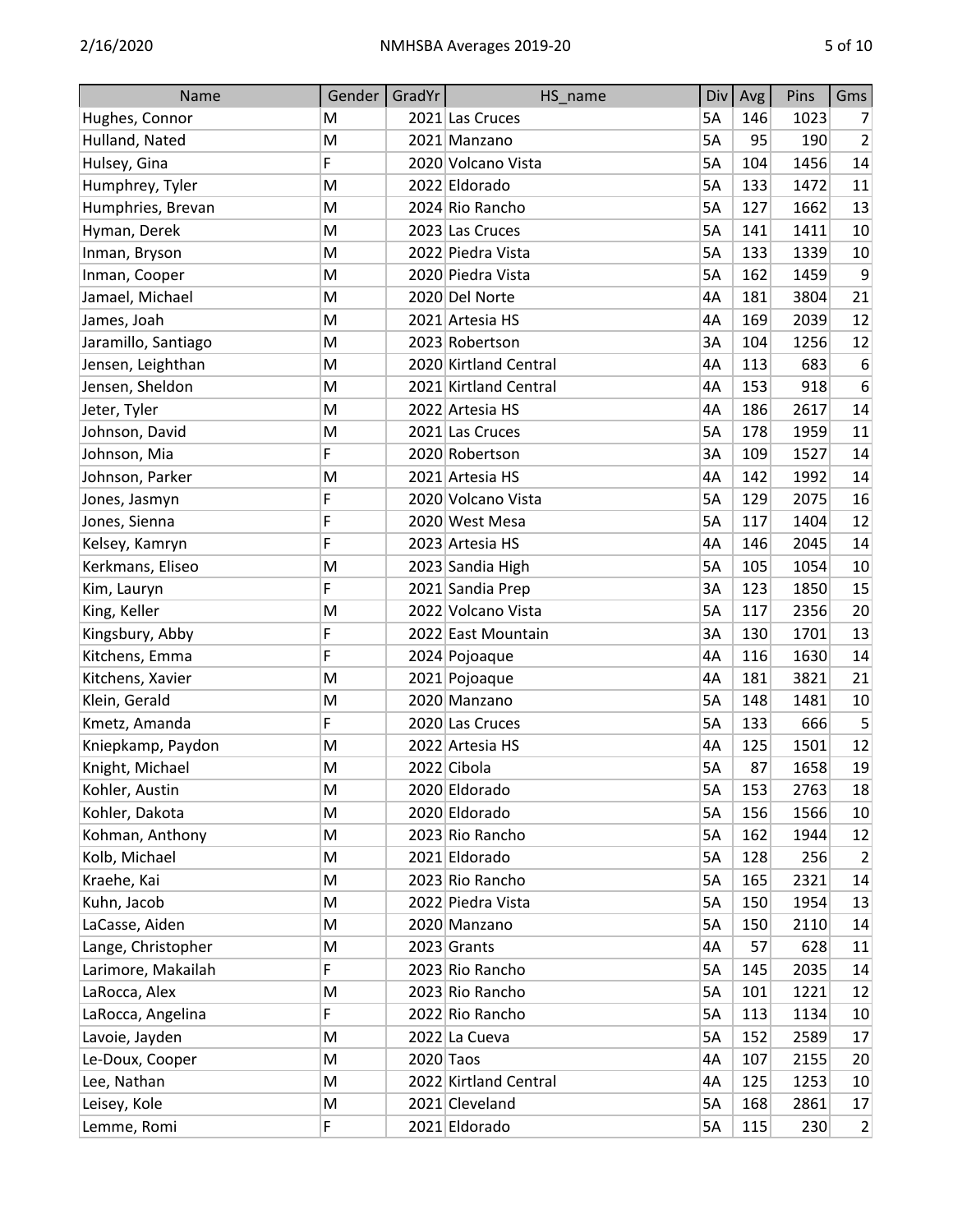| Name | Gender | GradYr | HS_name | Div | Avg | Pins | Gms |
|---|---|---|---|---|---|---|---|
| Hughes, Connor | M | 2021 | Las Cruces | 5A | 146 | 1023 | 7 |
| Hulland, Nated | M | 2021 | Manzano | 5A | 95 | 190 | 2 |
| Hulsey, Gina | F | 2020 | Volcano Vista | 5A | 104 | 1456 | 14 |
| Humphrey, Tyler | M | 2022 | Eldorado | 5A | 133 | 1472 | 11 |
| Humphries, Brevan | M | 2024 | Rio Rancho | 5A | 127 | 1662 | 13 |
| Hyman, Derek | M | 2023 | Las Cruces | 5A | 141 | 1411 | 10 |
| Inman, Bryson | M | 2022 | Piedra Vista | 5A | 133 | 1339 | 10 |
| Inman, Cooper | M | 2020 | Piedra Vista | 5A | 162 | 1459 | 9 |
| Jamael, Michael | M | 2020 | Del Norte | 4A | 181 | 3804 | 21 |
| James, Joah | M | 2021 | Artesia HS | 4A | 169 | 2039 | 12 |
| Jaramillo, Santiago | M | 2023 | Robertson | 3A | 104 | 1256 | 12 |
| Jensen, Leighthan | M | 2020 | Kirtland Central | 4A | 113 | 683 | 6 |
| Jensen, Sheldon | M | 2021 | Kirtland Central | 4A | 153 | 918 | 6 |
| Jeter, Tyler | M | 2022 | Artesia HS | 4A | 186 | 2617 | 14 |
| Johnson, David | M | 2021 | Las Cruces | 5A | 178 | 1959 | 11 |
| Johnson, Mia | F | 2020 | Robertson | 3A | 109 | 1527 | 14 |
| Johnson, Parker | M | 2021 | Artesia HS | 4A | 142 | 1992 | 14 |
| Jones, Jasmyn | F | 2020 | Volcano Vista | 5A | 129 | 2075 | 16 |
| Jones, Sienna | F | 2020 | West Mesa | 5A | 117 | 1404 | 12 |
| Kelsey, Kamryn | F | 2023 | Artesia HS | 4A | 146 | 2045 | 14 |
| Kerkmans, Eliseo | M | 2023 | Sandia High | 5A | 105 | 1054 | 10 |
| Kim, Lauryn | F | 2021 | Sandia Prep | 3A | 123 | 1850 | 15 |
| King, Keller | M | 2022 | Volcano Vista | 5A | 117 | 2356 | 20 |
| Kingsbury, Abby | F | 2022 | East Mountain | 3A | 130 | 1701 | 13 |
| Kitchens, Emma | F | 2024 | Pojoaque | 4A | 116 | 1630 | 14 |
| Kitchens, Xavier | M | 2021 | Pojoaque | 4A | 181 | 3821 | 21 |
| Klein, Gerald | M | 2020 | Manzano | 5A | 148 | 1481 | 10 |
| Kmetz, Amanda | F | 2020 | Las Cruces | 5A | 133 | 666 | 5 |
| Kniepkamp, Paydon | M | 2022 | Artesia HS | 4A | 125 | 1501 | 12 |
| Knight, Michael | M | 2022 | Cibola | 5A | 87 | 1658 | 19 |
| Kohler, Austin | M | 2020 | Eldorado | 5A | 153 | 2763 | 18 |
| Kohler, Dakota | M | 2020 | Eldorado | 5A | 156 | 1566 | 10 |
| Kohman, Anthony | M | 2023 | Rio Rancho | 5A | 162 | 1944 | 12 |
| Kolb, Michael | M | 2021 | Eldorado | 5A | 128 | 256 | 2 |
| Kraehe, Kai | M | 2023 | Rio Rancho | 5A | 165 | 2321 | 14 |
| Kuhn, Jacob | M | 2022 | Piedra Vista | 5A | 150 | 1954 | 13 |
| LaCasse, Aiden | M | 2020 | Manzano | 5A | 150 | 2110 | 14 |
| Lange, Christopher | M | 2023 | Grants | 4A | 57 | 628 | 11 |
| Larimore, Makailah | F | 2023 | Rio Rancho | 5A | 145 | 2035 | 14 |
| LaRocca, Alex | M | 2023 | Rio Rancho | 5A | 101 | 1221 | 12 |
| LaRocca, Angelina | F | 2022 | Rio Rancho | 5A | 113 | 1134 | 10 |
| Lavoie, Jayden | M | 2022 | La Cueva | 5A | 152 | 2589 | 17 |
| Le-Doux, Cooper | M | 2020 | Taos | 4A | 107 | 2155 | 20 |
| Lee, Nathan | M | 2022 | Kirtland Central | 4A | 125 | 1253 | 10 |
| Leisey, Kole | M | 2021 | Cleveland | 5A | 168 | 2861 | 17 |
| Lemme, Romi | F | 2021 | Eldorado | 5A | 115 | 230 | 2 |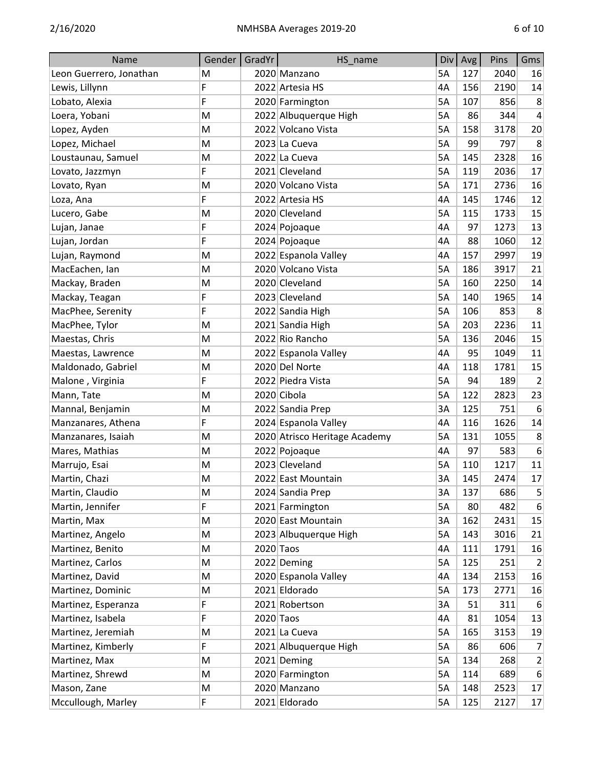| Name | Gender | GradYr | HS_name | Div | Avg | Pins | Gms |
|---|---|---|---|---|---|---|---|
| Leon Guerrero, Jonathan | M | 2020 | Manzano | 5A | 127 | 2040 | 16 |
| Lewis, Lillynn | F | 2022 | Artesia HS | 4A | 156 | 2190 | 14 |
| Lobato, Alexia | F | 2020 | Farmington | 5A | 107 | 856 | 8 |
| Loera, Yobani | M | 2022 | Albuquerque High | 5A | 86 | 344 | 4 |
| Lopez, Ayden | M | 2022 | Volcano Vista | 5A | 158 | 3178 | 20 |
| Lopez, Michael | M | 2023 | La Cueva | 5A | 99 | 797 | 8 |
| Loustaunau, Samuel | M | 2022 | La Cueva | 5A | 145 | 2328 | 16 |
| Lovato, Jazzmyn | F | 2021 | Cleveland | 5A | 119 | 2036 | 17 |
| Lovato, Ryan | M | 2020 | Volcano Vista | 5A | 171 | 2736 | 16 |
| Loza, Ana | F | 2022 | Artesia HS | 4A | 145 | 1746 | 12 |
| Lucero, Gabe | M | 2020 | Cleveland | 5A | 115 | 1733 | 15 |
| Lujan, Janae | F | 2024 | Pojoaque | 4A | 97 | 1273 | 13 |
| Lujan, Jordan | F | 2024 | Pojoaque | 4A | 88 | 1060 | 12 |
| Lujan, Raymond | M | 2022 | Espanola Valley | 4A | 157 | 2997 | 19 |
| MacEachen, Ian | M | 2020 | Volcano Vista | 5A | 186 | 3917 | 21 |
| Mackay, Braden | M | 2020 | Cleveland | 5A | 160 | 2250 | 14 |
| Mackay, Teagan | F | 2023 | Cleveland | 5A | 140 | 1965 | 14 |
| MacPhee, Serenity | F | 2022 | Sandia High | 5A | 106 | 853 | 8 |
| MacPhee, Tylor | M | 2021 | Sandia High | 5A | 203 | 2236 | 11 |
| Maestas, Chris | M | 2022 | Rio Rancho | 5A | 136 | 2046 | 15 |
| Maestas, Lawrence | M | 2022 | Espanola Valley | 4A | 95 | 1049 | 11 |
| Maldonado, Gabriel | M | 2020 | Del Norte | 4A | 118 | 1781 | 15 |
| Malone , Virginia | F | 2022 | Piedra Vista | 5A | 94 | 189 | 2 |
| Mann, Tate | M | 2020 | Cibola | 5A | 122 | 2823 | 23 |
| Mannal, Benjamin | M | 2022 | Sandia Prep | 3A | 125 | 751 | 6 |
| Manzanares, Athena | F | 2024 | Espanola Valley | 4A | 116 | 1626 | 14 |
| Manzanares, Isaiah | M | 2020 | Atrisco Heritage Academy | 5A | 131 | 1055 | 8 |
| Mares, Mathias | M | 2022 | Pojoaque | 4A | 97 | 583 | 6 |
| Marrujo, Esai | M | 2023 | Cleveland | 5A | 110 | 1217 | 11 |
| Martin, Chazi | M | 2022 | East Mountain | 3A | 145 | 2474 | 17 |
| Martin, Claudio | M | 2024 | Sandia Prep | 3A | 137 | 686 | 5 |
| Martin, Jennifer | F | 2021 | Farmington | 5A | 80 | 482 | 6 |
| Martin, Max | M | 2020 | East Mountain | 3A | 162 | 2431 | 15 |
| Martinez, Angelo | M | 2023 | Albuquerque High | 5A | 143 | 3016 | 21 |
| Martinez, Benito | M | 2020 | Taos | 4A | 111 | 1791 | 16 |
| Martinez, Carlos | M | 2022 | Deming | 5A | 125 | 251 | 2 |
| Martinez, David | M | 2020 | Espanola Valley | 4A | 134 | 2153 | 16 |
| Martinez, Dominic | M | 2021 | Eldorado | 5A | 173 | 2771 | 16 |
| Martinez, Esperanza | F | 2021 | Robertson | 3A | 51 | 311 | 6 |
| Martinez, Isabela | F | 2020 | Taos | 4A | 81 | 1054 | 13 |
| Martinez, Jeremiah | M | 2021 | La Cueva | 5A | 165 | 3153 | 19 |
| Martinez, Kimberly | F | 2021 | Albuquerque High | 5A | 86 | 606 | 7 |
| Martinez, Max | M | 2021 | Deming | 5A | 134 | 268 | 2 |
| Martinez, Shrewd | M | 2020 | Farmington | 5A | 114 | 689 | 6 |
| Mason, Zane | M | 2020 | Manzano | 5A | 148 | 2523 | 17 |
| Mccullough, Marley | F | 2021 | Eldorado | 5A | 125 | 2127 | 17 |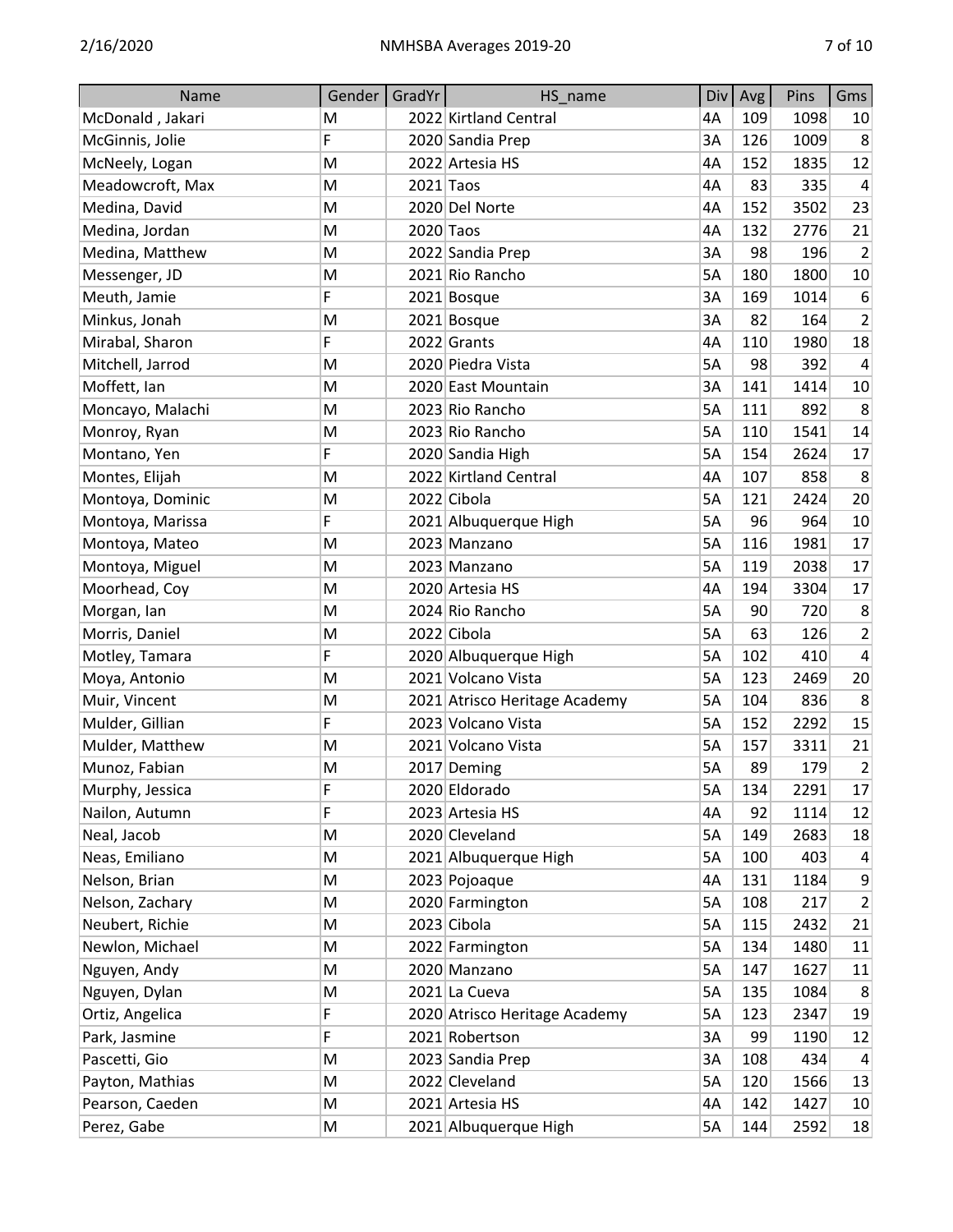| Name | Gender | GradYr | HS_name | Div | Avg | Pins | Gms |
|---|---|---|---|---|---|---|---|
| McDonald , Jakari | M | 2022 | Kirtland Central | 4A | 109 | 1098 | 10 |
| McGinnis, Jolie | F | 2020 | Sandia Prep | 3A | 126 | 1009 | 8 |
| McNeely, Logan | M | 2022 | Artesia HS | 4A | 152 | 1835 | 12 |
| Meadowcroft, Max | M | 2021 | Taos | 4A | 83 | 335 | 4 |
| Medina, David | M | 2020 | Del Norte | 4A | 152 | 3502 | 23 |
| Medina, Jordan | M | 2020 | Taos | 4A | 132 | 2776 | 21 |
| Medina, Matthew | M | 2022 | Sandia Prep | 3A | 98 | 196 | 2 |
| Messenger, JD | M | 2021 | Rio Rancho | 5A | 180 | 1800 | 10 |
| Meuth, Jamie | F | 2021 | Bosque | 3A | 169 | 1014 | 6 |
| Minkus, Jonah | M | 2021 | Bosque | 3A | 82 | 164 | 2 |
| Mirabal, Sharon | F | 2022 | Grants | 4A | 110 | 1980 | 18 |
| Mitchell, Jarrod | M | 2020 | Piedra Vista | 5A | 98 | 392 | 4 |
| Moffett, Ian | M | 2020 | East Mountain | 3A | 141 | 1414 | 10 |
| Moncayo, Malachi | M | 2023 | Rio Rancho | 5A | 111 | 892 | 8 |
| Monroy, Ryan | M | 2023 | Rio Rancho | 5A | 110 | 1541 | 14 |
| Montano, Yen | F | 2020 | Sandia High | 5A | 154 | 2624 | 17 |
| Montes, Elijah | M | 2022 | Kirtland Central | 4A | 107 | 858 | 8 |
| Montoya, Dominic | M | 2022 | Cibola | 5A | 121 | 2424 | 20 |
| Montoya, Marissa | F | 2021 | Albuquerque High | 5A | 96 | 964 | 10 |
| Montoya, Mateo | M | 2023 | Manzano | 5A | 116 | 1981 | 17 |
| Montoya, Miguel | M | 2023 | Manzano | 5A | 119 | 2038 | 17 |
| Moorhead, Coy | M | 2020 | Artesia HS | 4A | 194 | 3304 | 17 |
| Morgan, Ian | M | 2024 | Rio Rancho | 5A | 90 | 720 | 8 |
| Morris, Daniel | M | 2022 | Cibola | 5A | 63 | 126 | 2 |
| Motley, Tamara | F | 2020 | Albuquerque High | 5A | 102 | 410 | 4 |
| Moya, Antonio | M | 2021 | Volcano Vista | 5A | 123 | 2469 | 20 |
| Muir, Vincent | M | 2021 | Atrisco Heritage Academy | 5A | 104 | 836 | 8 |
| Mulder, Gillian | F | 2023 | Volcano Vista | 5A | 152 | 2292 | 15 |
| Mulder, Matthew | M | 2021 | Volcano Vista | 5A | 157 | 3311 | 21 |
| Munoz, Fabian | M | 2017 | Deming | 5A | 89 | 179 | 2 |
| Murphy, Jessica | F | 2020 | Eldorado | 5A | 134 | 2291 | 17 |
| Nailon, Autumn | F | 2023 | Artesia HS | 4A | 92 | 1114 | 12 |
| Neal, Jacob | M | 2020 | Cleveland | 5A | 149 | 2683 | 18 |
| Neas, Emiliano | M | 2021 | Albuquerque High | 5A | 100 | 403 | 4 |
| Nelson, Brian | M | 2023 | Pojoaque | 4A | 131 | 1184 | 9 |
| Nelson, Zachary | M | 2020 | Farmington | 5A | 108 | 217 | 2 |
| Neubert, Richie | M | 2023 | Cibola | 5A | 115 | 2432 | 21 |
| Newlon, Michael | M | 2022 | Farmington | 5A | 134 | 1480 | 11 |
| Nguyen, Andy | M | 2020 | Manzano | 5A | 147 | 1627 | 11 |
| Nguyen, Dylan | M | 2021 | La Cueva | 5A | 135 | 1084 | 8 |
| Ortiz, Angelica | F | 2020 | Atrisco Heritage Academy | 5A | 123 | 2347 | 19 |
| Park, Jasmine | F | 2021 | Robertson | 3A | 99 | 1190 | 12 |
| Pascetti, Gio | M | 2023 | Sandia Prep | 3A | 108 | 434 | 4 |
| Payton, Mathias | M | 2022 | Cleveland | 5A | 120 | 1566 | 13 |
| Pearson, Caeden | M | 2021 | Artesia HS | 4A | 142 | 1427 | 10 |
| Perez, Gabe | M | 2021 | Albuquerque High | 5A | 144 | 2592 | 18 |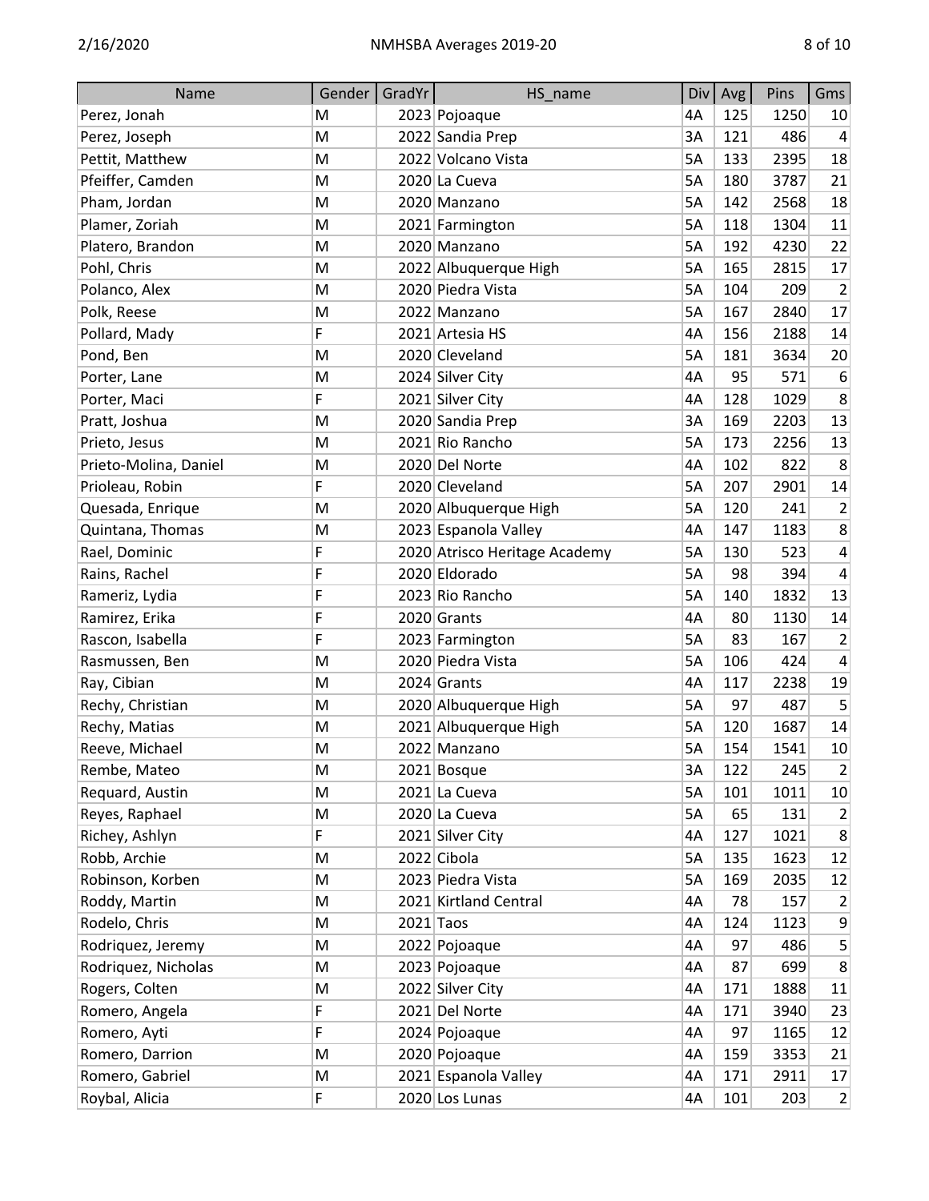| Name | Gender | GradYr | HS_name | Div | Avg | Pins | Gms |
|---|---|---|---|---|---|---|---|
| Perez, Jonah | M | 2023 | Pojoaque | 4A | 125 | 1250 | 10 |
| Perez, Joseph | M | 2022 | Sandia Prep | 3A | 121 | 486 | 4 |
| Pettit, Matthew | M | 2022 | Volcano Vista | 5A | 133 | 2395 | 18 |
| Pfeiffer, Camden | M | 2020 | La Cueva | 5A | 180 | 3787 | 21 |
| Pham, Jordan | M | 2020 | Manzano | 5A | 142 | 2568 | 18 |
| Plamer, Zoriah | M | 2021 | Farmington | 5A | 118 | 1304 | 11 |
| Platero, Brandon | M | 2020 | Manzano | 5A | 192 | 4230 | 22 |
| Pohl, Chris | M | 2022 | Albuquerque High | 5A | 165 | 2815 | 17 |
| Polanco, Alex | M | 2020 | Piedra Vista | 5A | 104 | 209 | 2 |
| Polk, Reese | M | 2022 | Manzano | 5A | 167 | 2840 | 17 |
| Pollard, Mady | F | 2021 | Artesia HS | 4A | 156 | 2188 | 14 |
| Pond, Ben | M | 2020 | Cleveland | 5A | 181 | 3634 | 20 |
| Porter, Lane | M | 2024 | Silver City | 4A | 95 | 571 | 6 |
| Porter, Maci | F | 2021 | Silver City | 4A | 128 | 1029 | 8 |
| Pratt, Joshua | M | 2020 | Sandia Prep | 3A | 169 | 2203 | 13 |
| Prieto, Jesus | M | 2021 | Rio Rancho | 5A | 173 | 2256 | 13 |
| Prieto-Molina, Daniel | M | 2020 | Del Norte | 4A | 102 | 822 | 8 |
| Prioleau, Robin | F | 2020 | Cleveland | 5A | 207 | 2901 | 14 |
| Quesada, Enrique | M | 2020 | Albuquerque High | 5A | 120 | 241 | 2 |
| Quintana, Thomas | M | 2023 | Espanola Valley | 4A | 147 | 1183 | 8 |
| Rael, Dominic | F | 2020 | Atrisco Heritage Academy | 5A | 130 | 523 | 4 |
| Rains, Rachel | F | 2020 | Eldorado | 5A | 98 | 394 | 4 |
| Rameriz, Lydia | F | 2023 | Rio Rancho | 5A | 140 | 1832 | 13 |
| Ramirez, Erika | F | 2020 | Grants | 4A | 80 | 1130 | 14 |
| Rascon, Isabella | F | 2023 | Farmington | 5A | 83 | 167 | 2 |
| Rasmussen, Ben | M | 2020 | Piedra Vista | 5A | 106 | 424 | 4 |
| Ray, Cibian | M | 2024 | Grants | 4A | 117 | 2238 | 19 |
| Rechy, Christian | M | 2020 | Albuquerque High | 5A | 97 | 487 | 5 |
| Rechy, Matias | M | 2021 | Albuquerque High | 5A | 120 | 1687 | 14 |
| Reeve, Michael | M | 2022 | Manzano | 5A | 154 | 1541 | 10 |
| Rembe, Mateo | M | 2021 | Bosque | 3A | 122 | 245 | 2 |
| Requard, Austin | M | 2021 | La Cueva | 5A | 101 | 1011 | 10 |
| Reyes, Raphael | M | 2020 | La Cueva | 5A | 65 | 131 | 2 |
| Richey, Ashlyn | F | 2021 | Silver City | 4A | 127 | 1021 | 8 |
| Robb, Archie | M | 2022 | Cibola | 5A | 135 | 1623 | 12 |
| Robinson, Korben | M | 2023 | Piedra Vista | 5A | 169 | 2035 | 12 |
| Roddy, Martin | M | 2021 | Kirtland Central | 4A | 78 | 157 | 2 |
| Rodelo, Chris | M | 2021 | Taos | 4A | 124 | 1123 | 9 |
| Rodriquez, Jeremy | M | 2022 | Pojoaque | 4A | 97 | 486 | 5 |
| Rodriquez, Nicholas | M | 2023 | Pojoaque | 4A | 87 | 699 | 8 |
| Rogers, Colten | M | 2022 | Silver City | 4A | 171 | 1888 | 11 |
| Romero, Angela | F | 2021 | Del Norte | 4A | 171 | 3940 | 23 |
| Romero, Ayti | F | 2024 | Pojoaque | 4A | 97 | 1165 | 12 |
| Romero, Darrion | M | 2020 | Pojoaque | 4A | 159 | 3353 | 21 |
| Romero, Gabriel | M | 2021 | Espanola Valley | 4A | 171 | 2911 | 17 |
| Roybal, Alicia | F | 2020 | Los Lunas | 4A | 101 | 203 | 2 |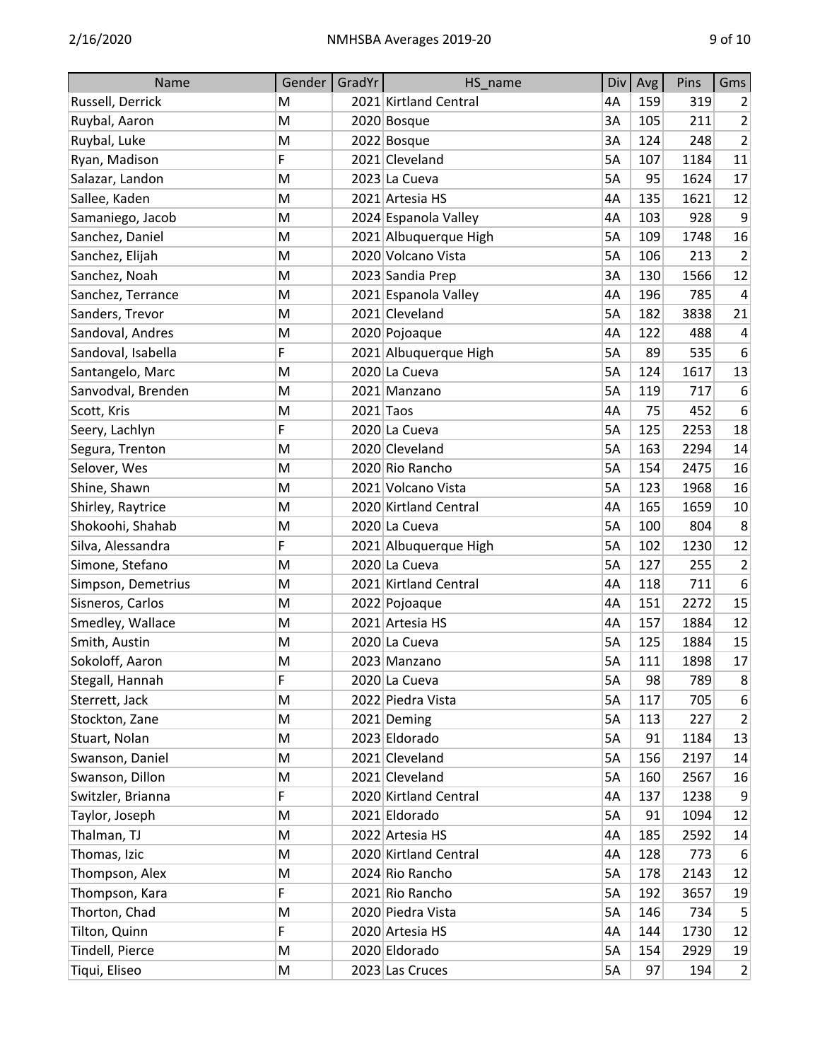| Name | Gender | GradYr | HS_name | Div | Avg | Pins | Gms |
|---|---|---|---|---|---|---|---|
| Russell, Derrick | M | 2021 | Kirtland Central | 4A | 159 | 319 | 2 |
| Ruybal, Aaron | M | 2020 | Bosque | 3A | 105 | 211 | 2 |
| Ruybal, Luke | M | 2022 | Bosque | 3A | 124 | 248 | 2 |
| Ryan, Madison | F | 2021 | Cleveland | 5A | 107 | 1184 | 11 |
| Salazar, Landon | M | 2023 | La Cueva | 5A | 95 | 1624 | 17 |
| Sallee, Kaden | M | 2021 | Artesia HS | 4A | 135 | 1621 | 12 |
| Samaniego, Jacob | M | 2024 | Espanola Valley | 4A | 103 | 928 | 9 |
| Sanchez, Daniel | M | 2021 | Albuquerque High | 5A | 109 | 1748 | 16 |
| Sanchez, Elijah | M | 2020 | Volcano Vista | 5A | 106 | 213 | 2 |
| Sanchez, Noah | M | 2023 | Sandia Prep | 3A | 130 | 1566 | 12 |
| Sanchez, Terrance | M | 2021 | Espanola Valley | 4A | 196 | 785 | 4 |
| Sanders, Trevor | M | 2021 | Cleveland | 5A | 182 | 3838 | 21 |
| Sandoval, Andres | M | 2020 | Pojoaque | 4A | 122 | 488 | 4 |
| Sandoval, Isabella | F | 2021 | Albuquerque High | 5A | 89 | 535 | 6 |
| Santangelo, Marc | M | 2020 | La Cueva | 5A | 124 | 1617 | 13 |
| Sanvodval, Brenden | M | 2021 | Manzano | 5A | 119 | 717 | 6 |
| Scott, Kris | M | 2021 | Taos | 4A | 75 | 452 | 6 |
| Seery, Lachlyn | F | 2020 | La Cueva | 5A | 125 | 2253 | 18 |
| Segura, Trenton | M | 2020 | Cleveland | 5A | 163 | 2294 | 14 |
| Selover, Wes | M | 2020 | Rio Rancho | 5A | 154 | 2475 | 16 |
| Shine, Shawn | M | 2021 | Volcano Vista | 5A | 123 | 1968 | 16 |
| Shirley, Raytrice | M | 2020 | Kirtland Central | 4A | 165 | 1659 | 10 |
| Shokoohi, Shahab | M | 2020 | La Cueva | 5A | 100 | 804 | 8 |
| Silva, Alessandra | F | 2021 | Albuquerque High | 5A | 102 | 1230 | 12 |
| Simone, Stefano | M | 2020 | La Cueva | 5A | 127 | 255 | 2 |
| Simpson, Demetrius | M | 2021 | Kirtland Central | 4A | 118 | 711 | 6 |
| Sisneros, Carlos | M | 2022 | Pojoaque | 4A | 151 | 2272 | 15 |
| Smedley, Wallace | M | 2021 | Artesia HS | 4A | 157 | 1884 | 12 |
| Smith, Austin | M | 2020 | La Cueva | 5A | 125 | 1884 | 15 |
| Sokoloff, Aaron | M | 2023 | Manzano | 5A | 111 | 1898 | 17 |
| Stegall, Hannah | F | 2020 | La Cueva | 5A | 98 | 789 | 8 |
| Sterrett, Jack | M | 2022 | Piedra Vista | 5A | 117 | 705 | 6 |
| Stockton, Zane | M | 2021 | Deming | 5A | 113 | 227 | 2 |
| Stuart, Nolan | M | 2023 | Eldorado | 5A | 91 | 1184 | 13 |
| Swanson, Daniel | M | 2021 | Cleveland | 5A | 156 | 2197 | 14 |
| Swanson, Dillon | M | 2021 | Cleveland | 5A | 160 | 2567 | 16 |
| Switzler, Brianna | F | 2020 | Kirtland Central | 4A | 137 | 1238 | 9 |
| Taylor, Joseph | M | 2021 | Eldorado | 5A | 91 | 1094 | 12 |
| Thalman, TJ | M | 2022 | Artesia HS | 4A | 185 | 2592 | 14 |
| Thomas, Izic | M | 2020 | Kirtland Central | 4A | 128 | 773 | 6 |
| Thompson, Alex | M | 2024 | Rio Rancho | 5A | 178 | 2143 | 12 |
| Thompson, Kara | F | 2021 | Rio Rancho | 5A | 192 | 3657 | 19 |
| Thorton, Chad | M | 2020 | Piedra Vista | 5A | 146 | 734 | 5 |
| Tilton, Quinn | F | 2020 | Artesia HS | 4A | 144 | 1730 | 12 |
| Tindell, Pierce | M | 2020 | Eldorado | 5A | 154 | 2929 | 19 |
| Tiqui, Eliseo | M | 2023 | Las Cruces | 5A | 97 | 194 | 2 |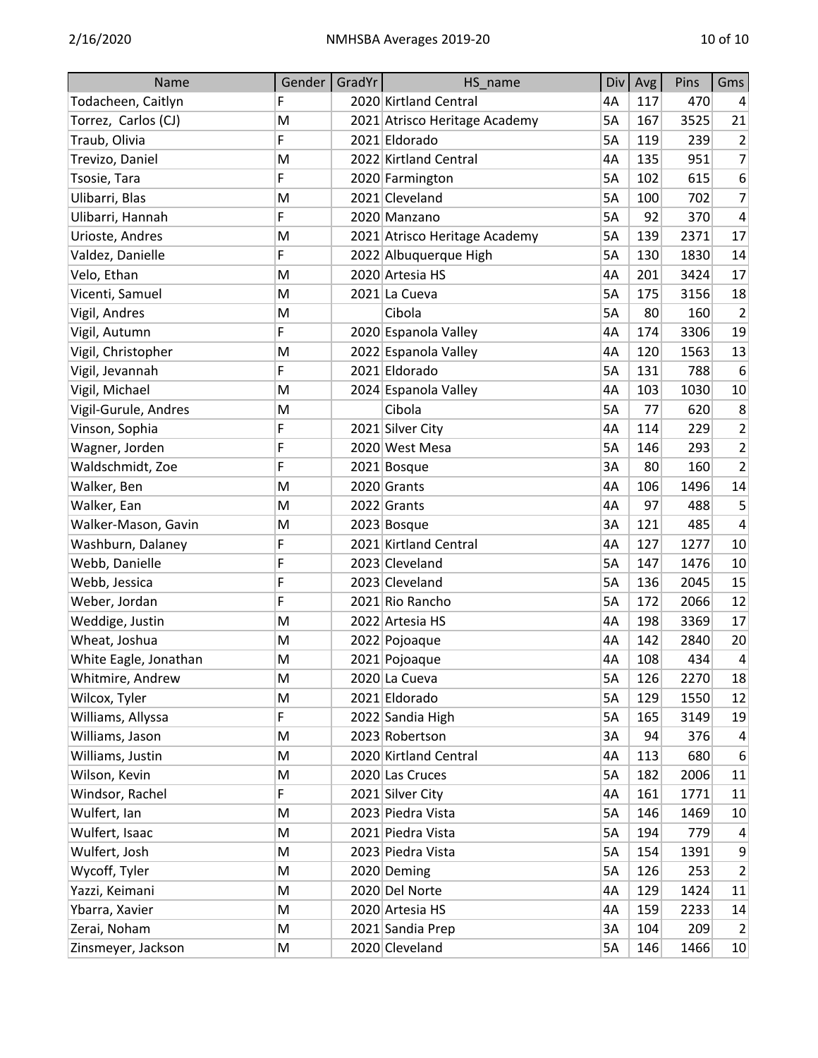| Name | Gender | GradYr | HS_name | Div | Avg | Pins | Gms |
|---|---|---|---|---|---|---|---|
| Todacheen, Caitlyn | F | 2020 | Kirtland Central | 4A | 117 | 470 | 4 |
| Torrez, Carlos (CJ) | M | 2021 | Atrisco Heritage Academy | 5A | 167 | 3525 | 21 |
| Traub, Olivia | F | 2021 | Eldorado | 5A | 119 | 239 | 2 |
| Trevizo, Daniel | M | 2022 | Kirtland Central | 4A | 135 | 951 | 7 |
| Tsosie, Tara | F | 2020 | Farmington | 5A | 102 | 615 | 6 |
| Ulibarri, Blas | M | 2021 | Cleveland | 5A | 100 | 702 | 7 |
| Ulibarri, Hannah | F | 2020 | Manzano | 5A | 92 | 370 | 4 |
| Urioste, Andres | M | 2021 | Atrisco Heritage Academy | 5A | 139 | 2371 | 17 |
| Valdez, Danielle | F | 2022 | Albuquerque High | 5A | 130 | 1830 | 14 |
| Velo, Ethan | M | 2020 | Artesia HS | 4A | 201 | 3424 | 17 |
| Vicenti, Samuel | M | 2021 | La Cueva | 5A | 175 | 3156 | 18 |
| Vigil, Andres | M | | Cibola | 5A | 80 | 160 | 2 |
| Vigil, Autumn | F | 2020 | Espanola Valley | 4A | 174 | 3306 | 19 |
| Vigil, Christopher | M | 2022 | Espanola Valley | 4A | 120 | 1563 | 13 |
| Vigil, Jevannah | F | 2021 | Eldorado | 5A | 131 | 788 | 6 |
| Vigil, Michael | M | 2024 | Espanola Valley | 4A | 103 | 1030 | 10 |
| Vigil-Gurule, Andres | M | | Cibola | 5A | 77 | 620 | 8 |
| Vinson, Sophia | F | 2021 | Silver City | 4A | 114 | 229 | 2 |
| Wagner, Jorden | F | 2020 | West Mesa | 5A | 146 | 293 | 2 |
| Waldschmidt, Zoe | F | 2021 | Bosque | 3A | 80 | 160 | 2 |
| Walker, Ben | M | 2020 | Grants | 4A | 106 | 1496 | 14 |
| Walker, Ean | M | 2022 | Grants | 4A | 97 | 488 | 5 |
| Walker-Mason, Gavin | M | 2023 | Bosque | 3A | 121 | 485 | 4 |
| Washburn, Dalaney | F | 2021 | Kirtland Central | 4A | 127 | 1277 | 10 |
| Webb, Danielle | F | 2023 | Cleveland | 5A | 147 | 1476 | 10 |
| Webb, Jessica | F | 2023 | Cleveland | 5A | 136 | 2045 | 15 |
| Weber, Jordan | F | 2021 | Rio Rancho | 5A | 172 | 2066 | 12 |
| Weddige, Justin | M | 2022 | Artesia HS | 4A | 198 | 3369 | 17 |
| Wheat, Joshua | M | 2022 | Pojoaque | 4A | 142 | 2840 | 20 |
| White Eagle, Jonathan | M | 2021 | Pojoaque | 4A | 108 | 434 | 4 |
| Whitmire, Andrew | M | 2020 | La Cueva | 5A | 126 | 2270 | 18 |
| Wilcox, Tyler | M | 2021 | Eldorado | 5A | 129 | 1550 | 12 |
| Williams, Allyssa | F | 2022 | Sandia High | 5A | 165 | 3149 | 19 |
| Williams, Jason | M | 2023 | Robertson | 3A | 94 | 376 | 4 |
| Williams, Justin | M | 2020 | Kirtland Central | 4A | 113 | 680 | 6 |
| Wilson, Kevin | M | 2020 | Las Cruces | 5A | 182 | 2006 | 11 |
| Windsor, Rachel | F | 2021 | Silver City | 4A | 161 | 1771 | 11 |
| Wulfert, Ian | M | 2023 | Piedra Vista | 5A | 146 | 1469 | 10 |
| Wulfert, Isaac | M | 2021 | Piedra Vista | 5A | 194 | 779 | 4 |
| Wulfert, Josh | M | 2023 | Piedra Vista | 5A | 154 | 1391 | 9 |
| Wycoff, Tyler | M | 2020 | Deming | 5A | 126 | 253 | 2 |
| Yazzi, Keimani | M | 2020 | Del Norte | 4A | 129 | 1424 | 11 |
| Ybarra, Xavier | M | 2020 | Artesia HS | 4A | 159 | 2233 | 14 |
| Zerai, Noham | M | 2021 | Sandia Prep | 3A | 104 | 209 | 2 |
| Zinsmeyer, Jackson | M | 2020 | Cleveland | 5A | 146 | 1466 | 10 |